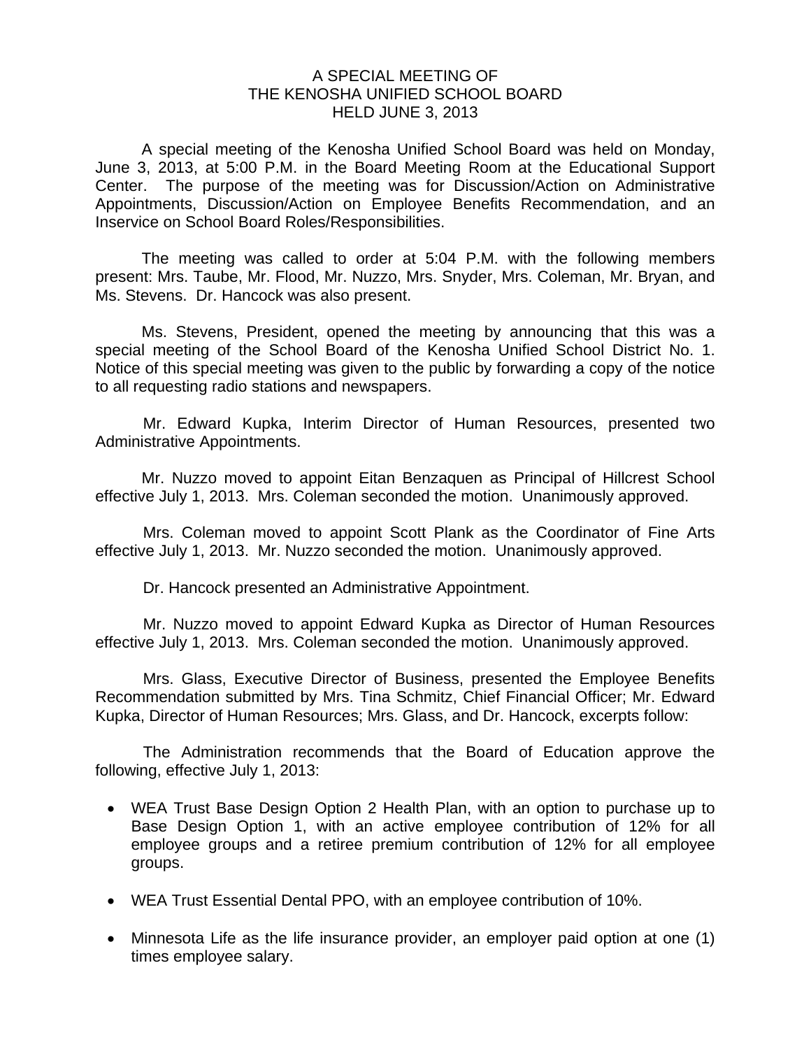# A SPECIAL MEETING OF THE KENOSHA UNIFIED SCHOOL BOARD HELD JUNE 3, 2013

A special meeting of the Kenosha Unified School Board was held on Monday, June 3, 2013, at 5:00 P.M. in the Board Meeting Room at the Educational Support Center. The purpose of the meeting was for Discussion/Action on Administrative Appointments, Discussion/Action on Employee Benefits Recommendation, and an Inservice on School Board Roles/Responsibilities.

The meeting was called to order at 5:04 P.M. with the following members present: Mrs. Taube, Mr. Flood, Mr. Nuzzo, Mrs. Snyder, Mrs. Coleman, Mr. Bryan, and Ms. Stevens. Dr. Hancock was also present.

Ms. Stevens, President, opened the meeting by announcing that this was a special meeting of the School Board of the Kenosha Unified School District No. 1. Notice of this special meeting was given to the public by forwarding a copy of the notice to all requesting radio stations and newspapers.

Mr. Edward Kupka, Interim Director of Human Resources, presented two Administrative Appointments.

Mr. Nuzzo moved to appoint Eitan Benzaquen as Principal of Hillcrest School effective July 1, 2013. Mrs. Coleman seconded the motion. Unanimously approved.

Mrs. Coleman moved to appoint Scott Plank as the Coordinator of Fine Arts effective July 1, 2013. Mr. Nuzzo seconded the motion. Unanimously approved.

Dr. Hancock presented an Administrative Appointment.

Mr. Nuzzo moved to appoint Edward Kupka as Director of Human Resources effective July 1, 2013. Mrs. Coleman seconded the motion. Unanimously approved.

Mrs. Glass, Executive Director of Business, presented the Employee Benefits Recommendation submitted by Mrs. Tina Schmitz, Chief Financial Officer; Mr. Edward Kupka, Director of Human Resources; Mrs. Glass, and Dr. Hancock, excerpts follow:

The Administration recommends that the Board of Education approve the following, effective July 1, 2013:

- WEA Trust Base Design Option 2 Health Plan, with an option to purchase up to Base Design Option 1, with an active employee contribution of 12% for all employee groups and a retiree premium contribution of 12% for all employee groups.
- WEA Trust Essential Dental PPO, with an employee contribution of 10%.
- Minnesota Life as the life insurance provider, an employer paid option at one (1) times employee salary.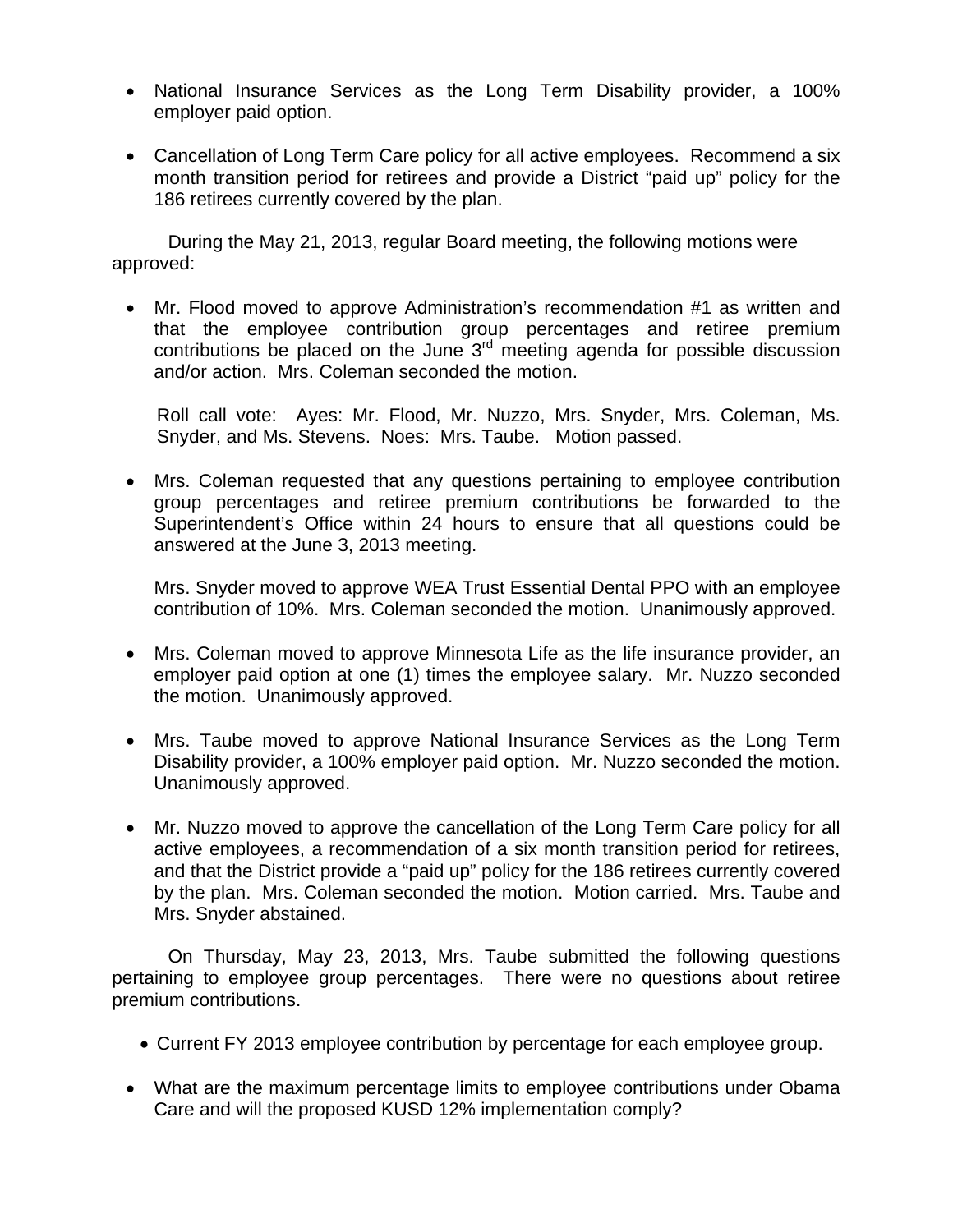- National Insurance Services as the Long Term Disability provider, a 100% employer paid option.

- Cancellation of Long Term Care policy for all active employees. Recommend a six month transition period for retirees and provide a District "paid up" policy for the 186 retirees currently covered by the plan.

During the May 21, 2013, regular Board meeting, the following motions were approved:

- Mr. Flood moved to approve Administration's recommendation #1 as written and that the employee contribution group percentages and retiree premium contributions be placed on the June 3rd meeting agenda for possible discussion and/or action. Mrs. Coleman seconded the motion.

  Roll call vote: Ayes: Mr. Flood, Mr. Nuzzo, Mrs. Snyder, Mrs. Coleman, Ms. Snyder, and Ms. Stevens. Noes: Mrs. Taube. Motion passed.

- Mrs. Coleman requested that any questions pertaining to employee contribution group percentages and retiree premium contributions be forwarded to the Superintendent's Office within 24 hours to ensure that all questions could be answered at the June 3, 2013 meeting.

  Mrs. Snyder moved to approve WEA Trust Essential Dental PPO with an employee contribution of 10%. Mrs. Coleman seconded the motion. Unanimously approved.

- Mrs. Coleman moved to approve Minnesota Life as the life insurance provider, an employer paid option at one (1) times the employee salary. Mr. Nuzzo seconded the motion. Unanimously approved.

- Mrs. Taube moved to approve National Insurance Services as the Long Term Disability provider, a 100% employer paid option. Mr. Nuzzo seconded the motion. Unanimously approved.

- Mr. Nuzzo moved to approve the cancellation of the Long Term Care policy for all active employees, a recommendation of a six month transition period for retirees, and that the District provide a "paid up" policy for the 186 retirees currently covered by the plan. Mrs. Coleman seconded the motion. Motion carried. Mrs. Taube and Mrs. Snyder abstained.

On Thursday, May 23, 2013, Mrs. Taube submitted the following questions pertaining to employee group percentages. There were no questions about retiree premium contributions.

- Current FY 2013 employee contribution by percentage for each employee group.

- What are the maximum percentage limits to employee contributions under Obama Care and will the proposed KUSD 12% implementation comply?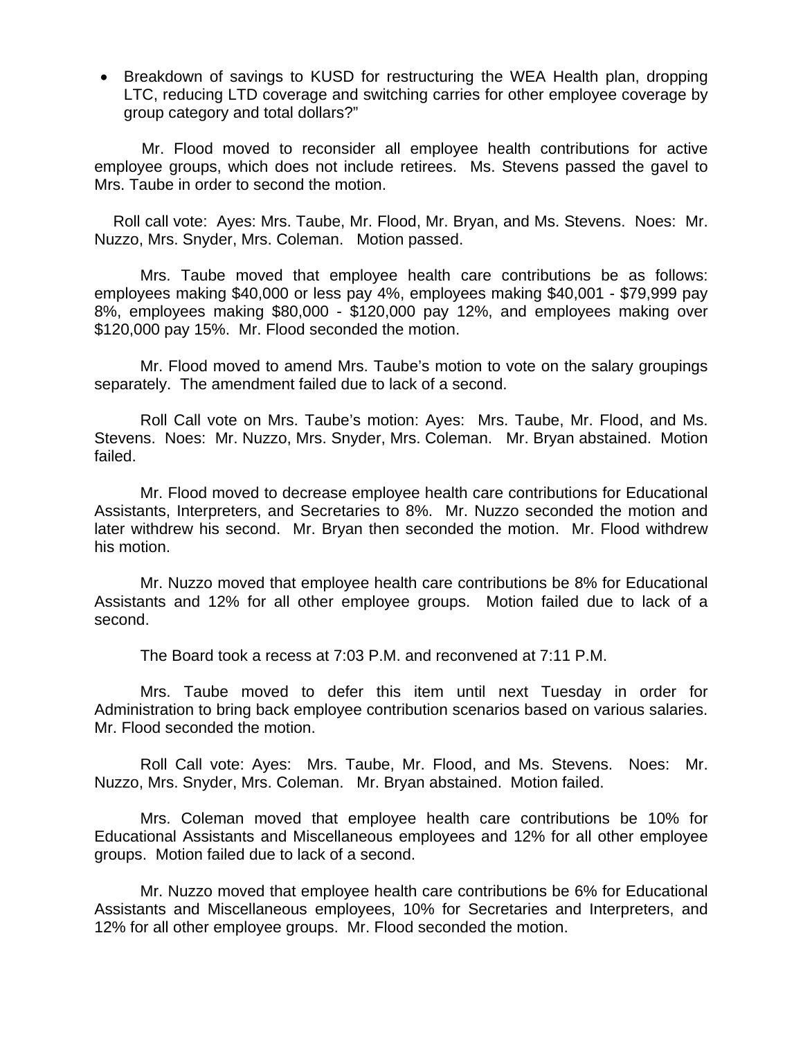- Breakdown of savings to KUSD for restructuring the WEA Health plan, dropping LTC, reducing LTD coverage and switching carries for other employee coverage by group category and total dollars?"

Mr. Flood moved to reconsider all employee health contributions for active employee groups, which does not include retirees. Ms. Stevens passed the gavel to Mrs. Taube in order to second the motion.

Roll call vote: Ayes: Mrs. Taube, Mr. Flood, Mr. Bryan, and Ms. Stevens. Noes: Mr. Nuzzo, Mrs. Snyder, Mrs. Coleman. Motion passed.

Mrs. Taube moved that employee health care contributions be as follows: employees making $40,000 or less pay 4%, employees making $40,001 - $79,999 pay 8%, employees making $80,000 - $120,000 pay 12%, and employees making over $120,000 pay 15%. Mr. Flood seconded the motion.

Mr. Flood moved to amend Mrs. Taube's motion to vote on the salary groupings separately. The amendment failed due to lack of a second.

Roll Call vote on Mrs. Taube's motion: Ayes: Mrs. Taube, Mr. Flood, and Ms. Stevens. Noes: Mr. Nuzzo, Mrs. Snyder, Mrs. Coleman. Mr. Bryan abstained. Motion failed.

Mr. Flood moved to decrease employee health care contributions for Educational Assistants, Interpreters, and Secretaries to 8%. Mr. Nuzzo seconded the motion and later withdrew his second. Mr. Bryan then seconded the motion. Mr. Flood withdrew his motion.

Mr. Nuzzo moved that employee health care contributions be 8% for Educational Assistants and 12% for all other employee groups. Motion failed due to lack of a second.

The Board took a recess at 7:03 P.M. and reconvened at 7:11 P.M.

Mrs. Taube moved to defer this item until next Tuesday in order for Administration to bring back employee contribution scenarios based on various salaries. Mr. Flood seconded the motion.

Roll Call vote: Ayes: Mrs. Taube, Mr. Flood, and Ms. Stevens. Noes: Mr. Nuzzo, Mrs. Snyder, Mrs. Coleman. Mr. Bryan abstained. Motion failed.

Mrs. Coleman moved that employee health care contributions be 10% for Educational Assistants and Miscellaneous employees and 12% for all other employee groups. Motion failed due to lack of a second.

Mr. Nuzzo moved that employee health care contributions be 6% for Educational Assistants and Miscellaneous employees, 10% for Secretaries and Interpreters, and 12% for all other employee groups. Mr. Flood seconded the motion.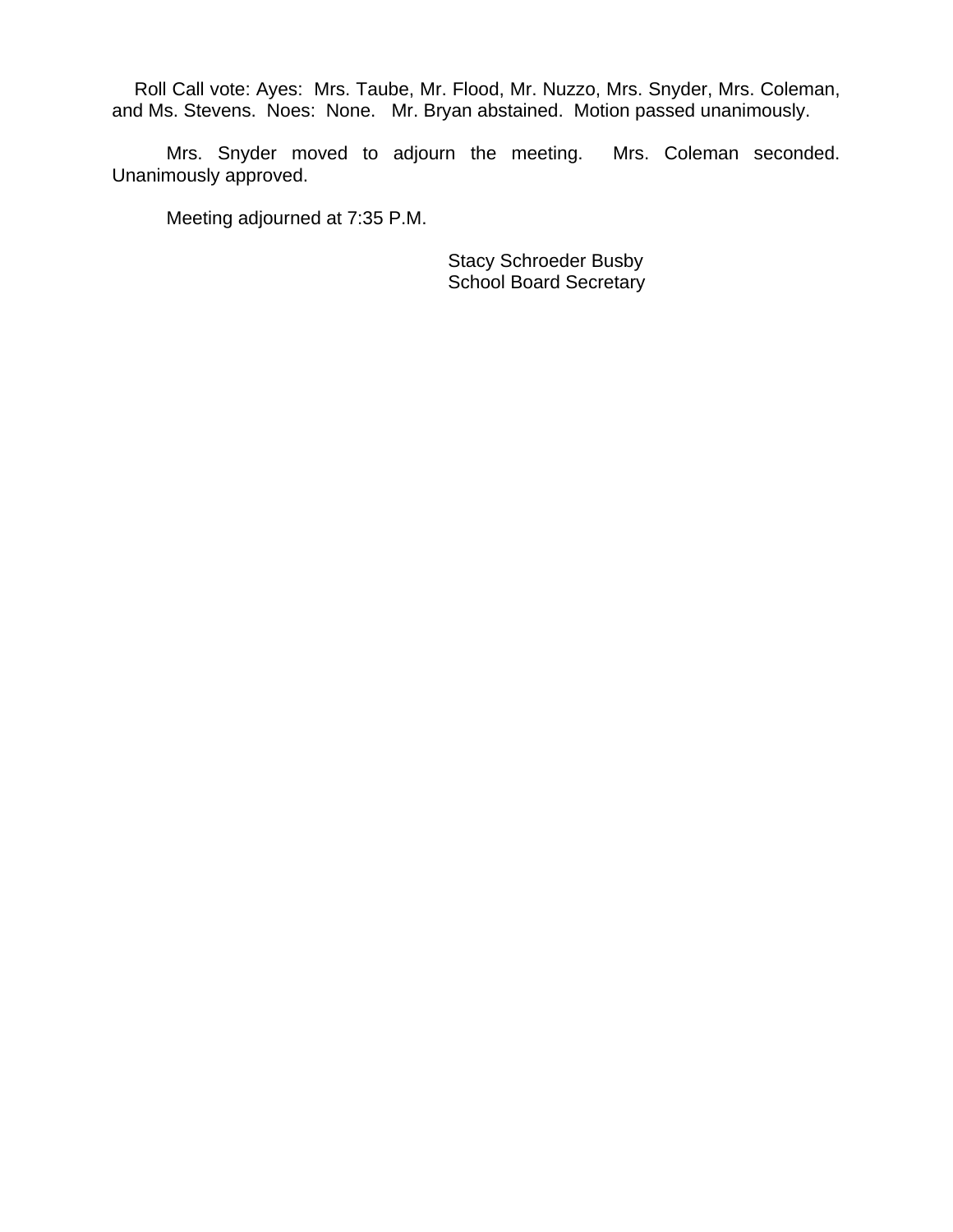Roll Call vote: Ayes: Mrs. Taube, Mr. Flood, Mr. Nuzzo, Mrs. Snyder, Mrs. Coleman, and Ms. Stevens. Noes: None. Mr. Bryan abstained. Motion passed unanimously.

Mrs. Snyder moved to adjourn the meeting. Mrs. Coleman seconded. Unanimously approved.

Meeting adjourned at 7:35 P.M.

Stacy Schroeder Busby  
School Board Secretary